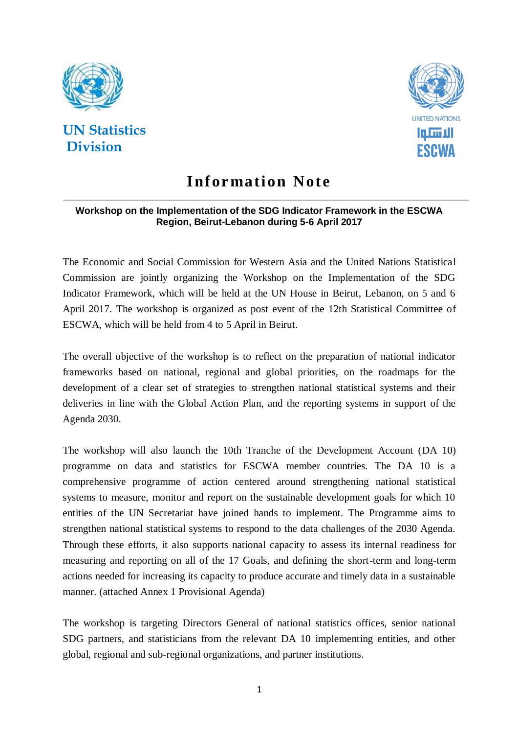UN Statistics Division

UNITED NATIONS

الاسكوا

ESCWA

# Information Note

**Workshop on the Implementation of the SDG Indicator Framework in the ESCWA Region, Beirut-Lebanon during 5-6 April 2017**

The Economic and Social Commission for Western Asia and the United Nations Statistical Commission are jointly organizing the Workshop on the Implementation of the SDG Indicator Framework, which will be held at the UN House in Beirut, Lebanon, on 5 and 6 April 2017. The workshop is organized as post event of the 12th Statistical Committee of ESCWA, which will be held from 4 to 5 April in Beirut.

The overall objective of the workshop is to reflect on the preparation of national indicator frameworks based on national, regional and global priorities, on the roadmaps for the development of a clear set of strategies to strengthen national statistical systems and their deliveries in line with the Global Action Plan, and the reporting systems in support of the Agenda 2030.

The workshop will also launch the 10th Tranche of the Development Account (DA 10) programme on data and statistics for ESCWA member countries. The DA 10 is a comprehensive programme of action centered around strengthening national statistical systems to measure, monitor and report on the sustainable development goals for which 10 entities of the UN Secretariat have joined hands to implement. The Programme aims to strengthen national statistical systems to respond to the data challenges of the 2030 Agenda. Through these efforts, it also supports national capacity to assess its internal readiness for measuring and reporting on all of the 17 Goals, and defining the short-term and long-term actions needed for increasing its capacity to produce accurate and timely data in a sustainable manner. (attached Annex 1 Provisional Agenda)

The workshop is targeting Directors General of national statistics offices, senior national SDG partners, and statisticians from the relevant DA 10 implementing entities, and other global, regional and sub-regional organizations, and partner institutions.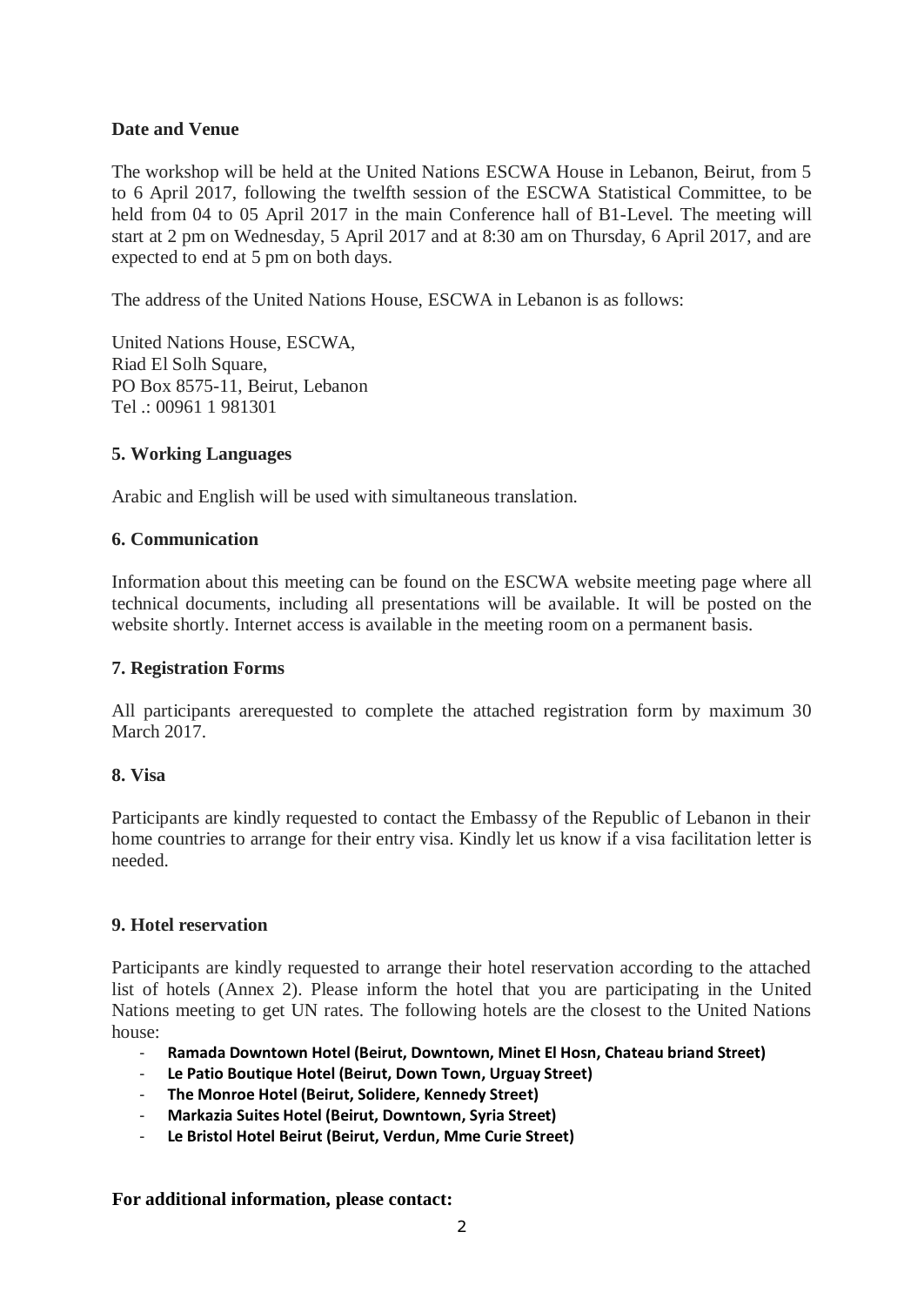**Date and Venue**

The workshop will be held at the United Nations ESCWA House in Lebanon, Beirut, from 5 to 6 April 2017, following the twelfth session of the ESCWA Statistical Committee, to be held from 04 to 05 April 2017 in the main Conference hall of B1-Level. The meeting will start at 2 pm on Wednesday, 5 April 2017 and at 8:30 am on Thursday, 6 April 2017, and are expected to end at 5 pm on both days.

The address of the United Nations House, ESCWA in Lebanon is as follows:

United Nations House, ESCWA,
Riad El Solh Square,
PO Box 8575-11, Beirut, Lebanon
Tel .: 00961 1 981301

**5. Working Languages**

Arabic and English will be used with simultaneous translation.

**6. Communication**

Information about this meeting can be found on the ESCWA website meeting page where all technical documents, including all presentations will be available. It will be posted on the website shortly. Internet access is available in the meeting room on a permanent basis.

**7. Registration Forms**

All participants arerequested to complete the attached registration form by maximum 30 March 2017.

**8. Visa**

Participants are kindly requested to contact the Embassy of the Republic of Lebanon in their home countries to arrange for their entry visa. Kindly let us know if a visa facilitation letter is needed.

**9. Hotel reservation**

Participants are kindly requested to arrange their hotel reservation according to the attached list of hotels (Annex 2). Please inform the hotel that you are participating in the United Nations meeting to get UN rates. The following hotels are the closest to the United Nations house:

- **Ramada Downtown Hotel (Beirut, Downtown, Minet El Hosn, Chateau briand Street)**
- **Le Patio Boutique Hotel (Beirut, Down Town, Urguay Street)**
- **The Monroe Hotel (Beirut, Solidere, Kennedy Street)**
- **Markazia Suites Hotel (Beirut, Downtown, Syria Street)**
- **Le Bristol Hotel Beirut (Beirut, Verdun, Mme Curie Street)**

**For additional information, please contact:**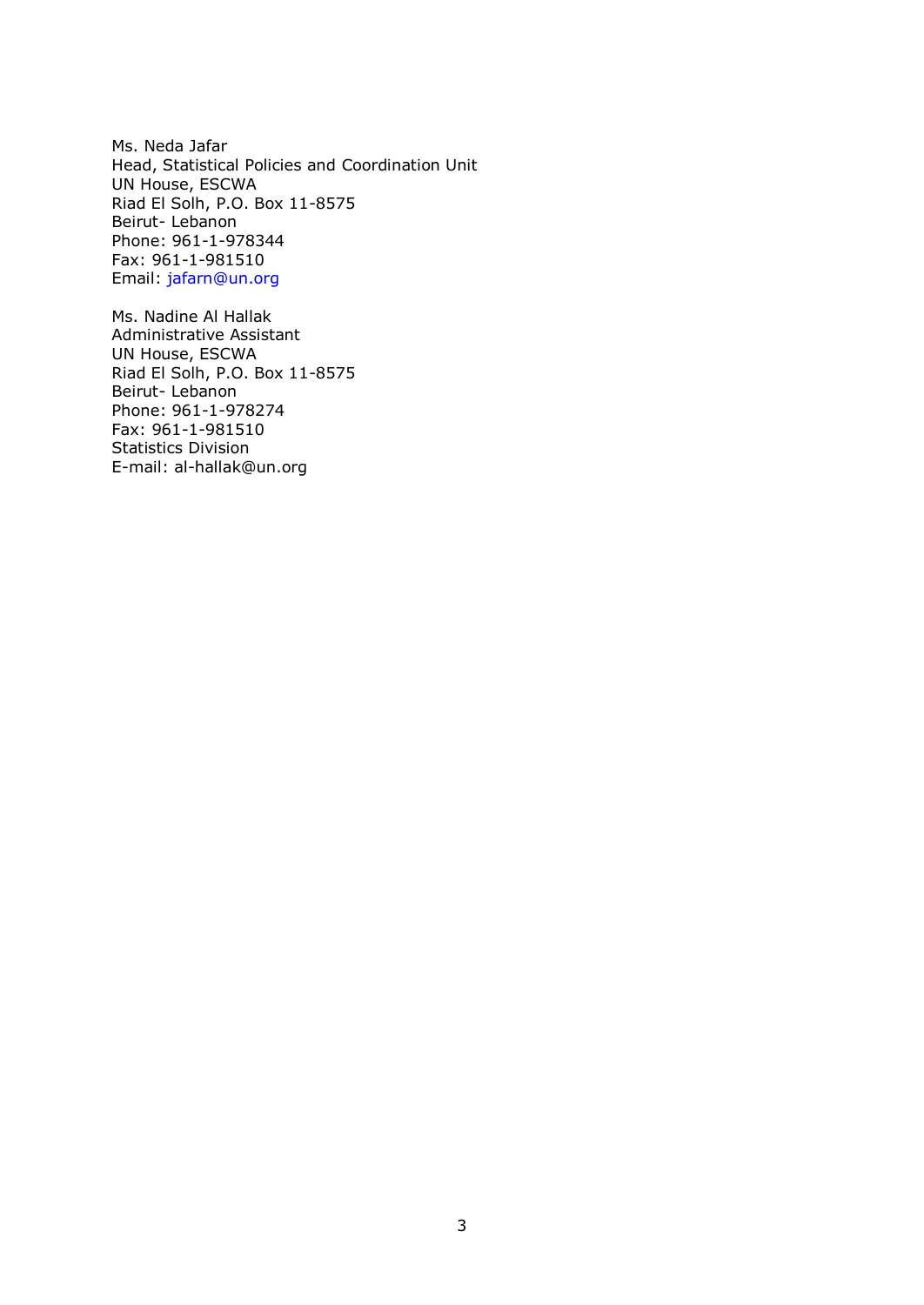Ms. Neda Jafar  
Head, Statistical Policies and Coordination Unit  
UN House, ESCWA  
Riad El Solh, P.O. Box 11-8575  
Beirut- Lebanon  
Phone: 961-1-978344  
Fax: 961-1-981510  
Email: jafarn@un.org

Ms. Nadine Al Hallak  
Administrative Assistant  
UN House, ESCWA  
Riad El Solh, P.O. Box 11-8575  
Beirut- Lebanon  
Phone: 961-1-978274  
Fax: 961-1-981510  
Statistics Division  
E-mail: al-hallak@un.org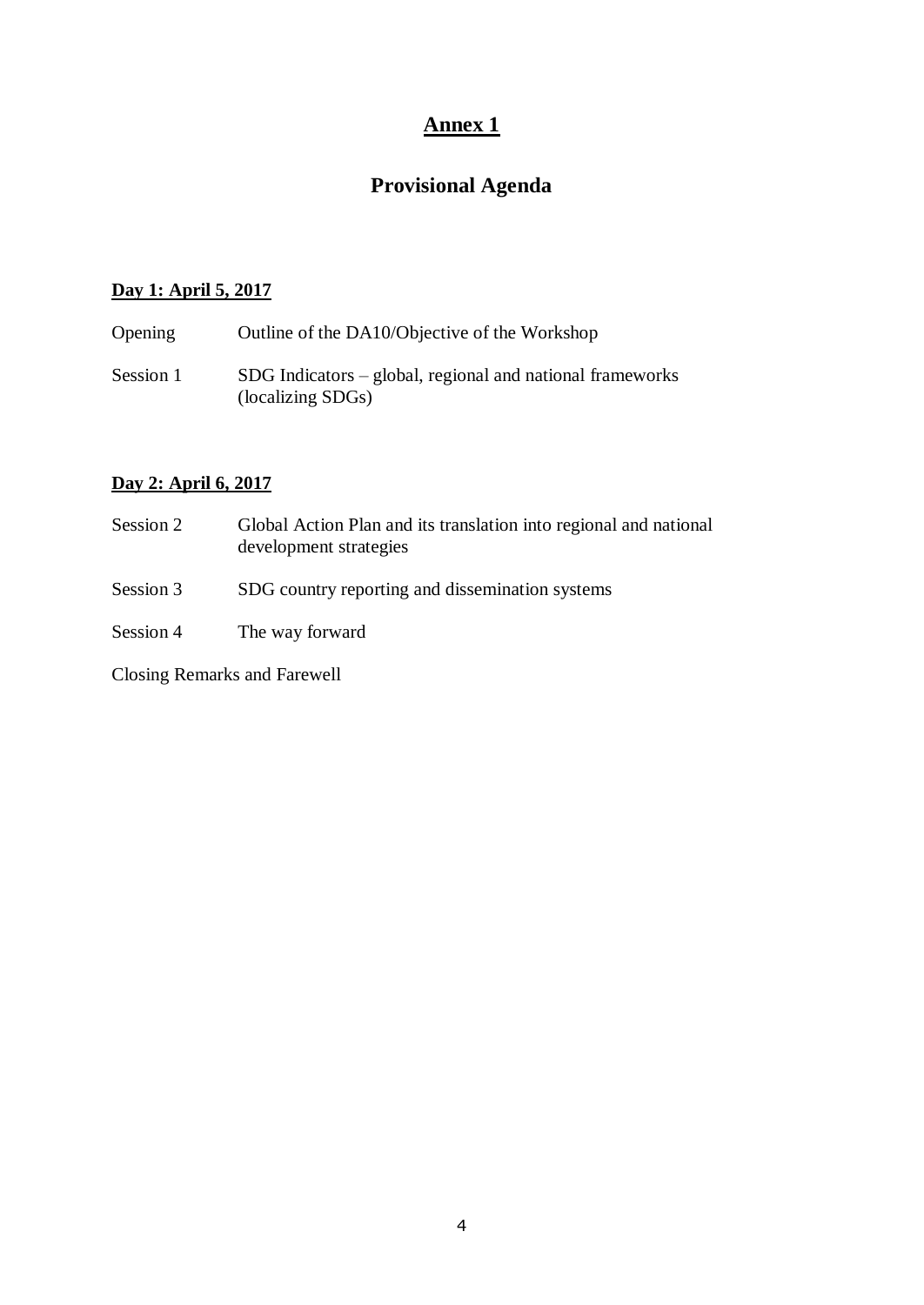# Annex 1

## Provisional Agenda

**Day 1: April 5, 2017**

| | |
|---|---|
| Opening | Outline of the DA10/Objective of the Workshop |
| Session 1 | SDG Indicators – global, regional and national frameworks (localizing SDGs) |

**Day 2: April 6, 2017**

| | |
|---|---|
| Session 2 | Global Action Plan and its translation into regional and national development strategies |
| Session 3 | SDG country reporting and dissemination systems |
| Session 4 | The way forward |

Closing Remarks and Farewell